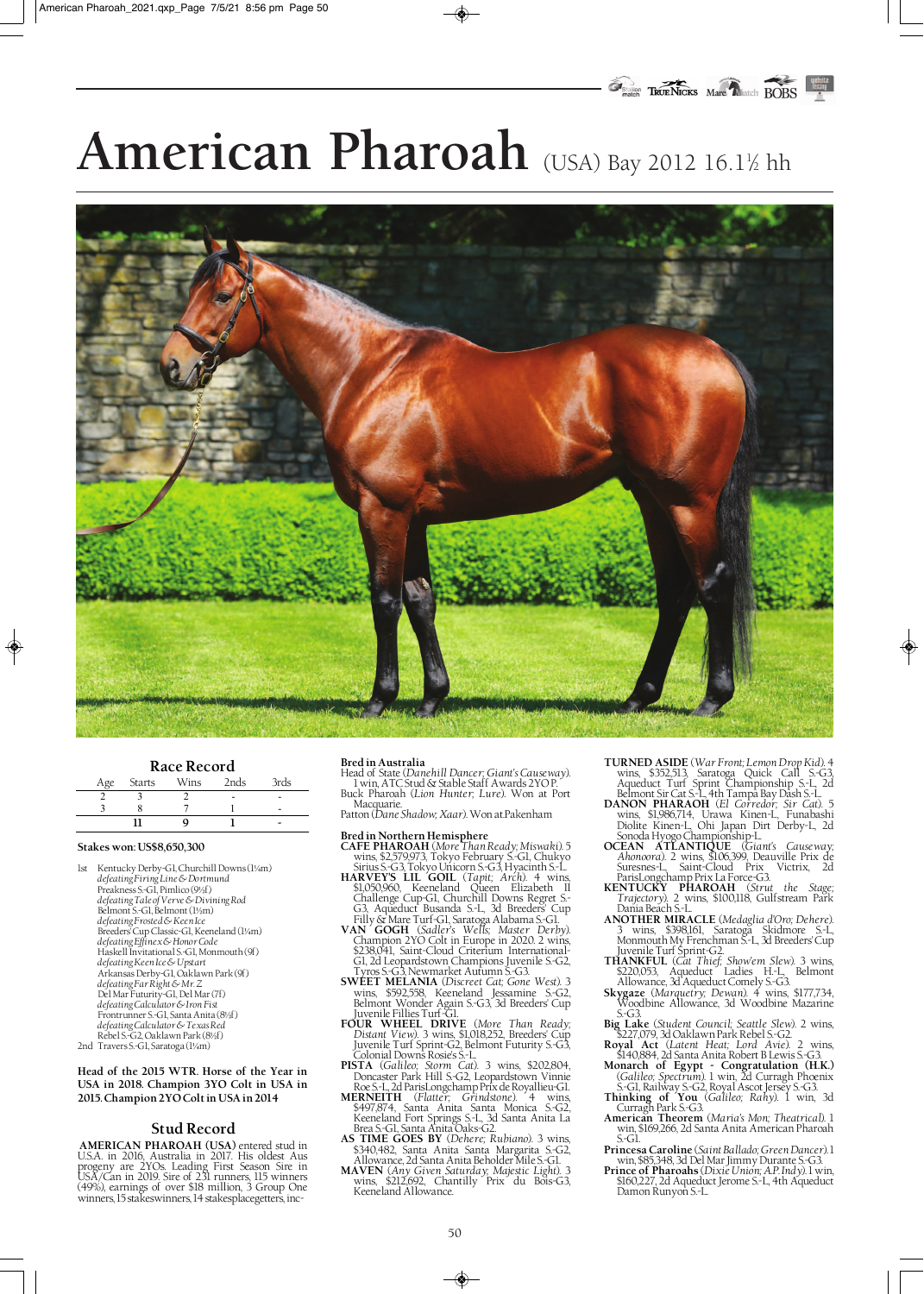# American Pharoah (USA) Bay 2012 16.1½ hh

## Race Record

| Age | Starts | Wins | 2nds | 3rds |
|---|---|---|---|---|
| 2 | 3 | 2 | - | - |
| 3 | 8 | 7 | 1 | - |
| | **11** | **9** | **1** | **-** |

**Stakes won: US$8,650,300**

1st Kentucky Derby-GI, Churchill Downs (1¼m)
*defeating Firing Line & Dortmund*
Preakness S-GI, Pimlico (9½f)
*defeating Tale of Verve & Divining Rod*
Belmont S-GI, Belmont (1½m)
*defeating Frosted & Keen Ice*
Breeders' Cup Classic-GI, Keeneland (1¼m)
*defeating Effinex & Honor Code*
Haskell Invitational S-GI, Monmouth (9f)
*defeating Keen Ice & Upstart*
Arkansas Derby-GI, Oaklawn Park (9f)
*defeating Far Right & Mr. Z*
Del Mar Futurity-GI, Del Mar (7f)
*defeating Calculator & Iron Fist*
Frontrunner S-GI, Santa Anita (8½f)
*defeating Calculator & Texas Red*
Rebel S-G2, Oaklawn Park (8½f)

2nd Travers S-GI, Saratoga (1¼m)

**Head of the 2015 WTR. Horse of the Year in USA in 2018. Champion 3YO Colt in USA in 2015. Champion 2YO Colt in USA in 2014**

## Stud Record

**AMERICAN PHAROAH (USA)** entered stud in U.S.A. in 2016, Australia in 2017. His oldest Aus progeny are 2YOs. Leading First Season Sire in USA/Can in 2019. Sire of 231 runners, 115 winners (49%), earnings of over $18 million, 3 Group One winners, 15 stakeswinners, 14 stakesplacegetters, inc-

**Bred in Australia**

Head of State (*Danehill Dancer; Giant's Causeway*). 1 win, ATC Stud & Stable Staff Awards 2YO P.
Buck Pharoah (*Lion Hunter; Lure*). Won at Port Macquarie.
Patton (*Dane Shadow; Xaar*). Won at Pakenham

**Bred in Northern Hemisphere**

**CAFE PHAROAH** (*More Than Ready; Miswaki*). 5 wins, $2,579,973, Tokyo February S-GI, Chukyo Sirius S-G3, Tokyo Unicorn S-G3, Hyacinth S-L.
**HARVEY'S LIL GOIL** (*Tapit; Arch*). 4 wins, $1,050,960, Keeneland Queen Elizabeth II Challenge Cup-GI, Churchill Downs Regret S-G3, Aqueduct Busanda S-L, 3d Breeders' Cup Filly & Mare Turf-GI, Saratoga Alabama S-GI.
**VAN GOGH** (*Sadler's Wells; Master Derby*). Champion 2YO Colt in Europe in 2020. 2 wins, $238,041, Saint-Cloud Criterium International-GI, 2d Leopardstown Champions Juvenile S-G2, Tyros S-G3, Newmarket Autumn S-G3.
**SWEET MELANIA** (*Discreet Cat; Gone West*). 3 wins, $592,558, Keeneland Jessamine S-G2, Belmont Wonder Again S-G3, 3d Breeders' Cup Juvenile Fillies Turf-GI.
**FOUR WHEEL DRIVE** (*More Than Ready; Distant View*). 3 wins, $1,018,252, Breeders' Cup Juvenile Turf Sprint-G2, Belmont Futurity S-G3, Colonial Downs Rosie's S-L.
**PISTA** (*Galileo; Storm Cat*). 3 wins, $202,804, Doncaster Park Hill S-G2, Leopardstown Vinnie Roe S-L, 2d ParisLongchamp Prix de Royallieu-GI.
**MERNEITH** (*Flatter; Grindstone*). 4 wins, $497,874, Santa Anita Santa Monica S-G2, Keeneland Fort Springs S-L, 3d Santa Anita La Brea S-GI, Santa Anita Oaks-G2.
**AS TIME GOES BY** (*Dehere; Rubiano*). 3 wins, $340,482, Santa Anita Santa Margarita S-G2, Allowance, 2d Santa Anita Beholder Mile S-GI.
**MAVEN** (*Any Given Saturday; Majestic Light*). 3 wins, $212,692, Chantilly Prix du Bois-G3, Keeneland Allowance.
**TURNED ASIDE** (*War Front; Lemon Drop Kid*). 4 wins, $352,513, Saratoga Quick Call S-G3, Aqueduct Turf Sprint Championship S-L, 2d Belmont Sir Cat S-L, 4th Tampa Bay Dash S-L.
**DANON PHARAOH** (*El Corredor; Sir Cat*). 5 wins, $1,986,714, Urawa Kinen-L, Funabashi Diolite Kinen-L, Ohi Japan Dirt Derby-L, 2d Sonoda Hyogo Championship-L.
**OCEAN ATLANTIQUE** (*Giant's Causeway; Ahonoora*). 2 wins, $106,399, Deauville Prix de Suresnes-L, Saint-Cloud Prix Victrix, 2d ParisLongchamp Prix La Force-G3.
**KENTUCKY PHAROAH** (*Strut the Stage; Trajectory*). 2 wins, $100,118, Gulfstream Park Dania Beach S-L.
**ANOTHER MIRACLE** (*Medaglia d'Oro; Dehere*). 3 wins, $398,161, Saratoga Skidmore S-L, Monmouth My Frenchman S-L, 3d Breeders' Cup Juvenile Turf Sprint-G2.
**THANKFUL** (*Cat Thief; Showem Slew*). 3 wins, $220,053, Aqueduct Ladies H-L, Belmont Allowance, 3d Aqueduct Comely S-G3.
**Skygaze** (*Marquetry; Dewan*). 4 wins, $177,734, Woodbine Allowance, 3d Woodbine Mazarine S-G3.
**Big Lake** (*Student Council; Seattle Slew*). 2 wins, $227,079, 3d Oaklawn Park Rebel S-G2.
**Royal Act** (*Latent Heat; Lord Avie*). 2 wins, $140,884, 2d Santa Anita Robert B Lewis S-G3.
**Monarch of Egypt - Congratulation (H.K.)** (*Galileo; Spectrum*). 1 win, 2d Curragh Phoenix S-GI, Railway S-G2, Royal Ascot Jersey S-G3.
**Thinking of You** (*Galileo; Rahy*). 1 win, 3d Curragh Park S-G3.
**American Theorem** (*Maria's Mon; Theatrical*). 1 win, $169,266, 2d Santa Anita American Pharoah S-GI.
**Princesa Caroline** (*Saint Ballado; Green Dancer*). 1 win, $85,348, 3d Del Mar Jimmy Durante S-G3.
**Prince of Pharoahs** (*Dixie Union; A.P. Indy*). 1 win, $160,227, 2d Aqueduct Jerome S-L, 4th Aqueduct Damon Runyon S-L.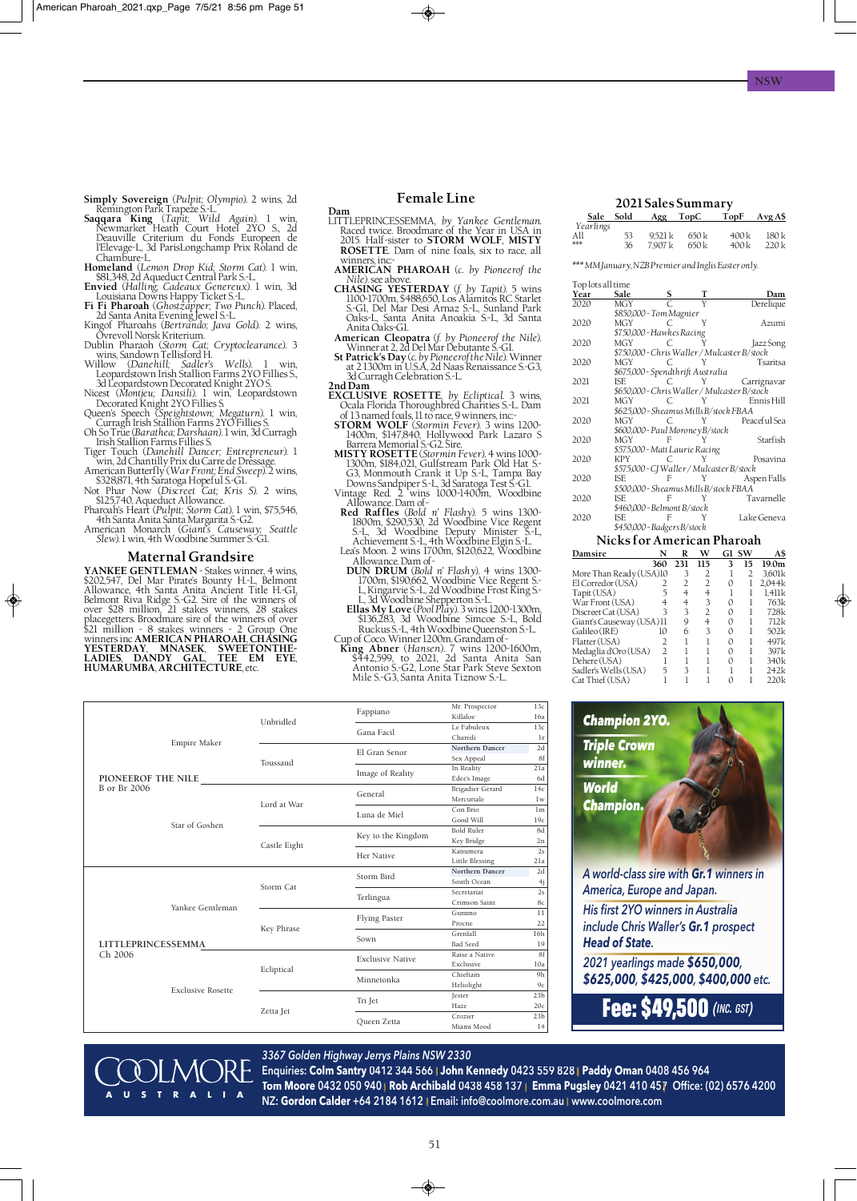**Simply Sovereign** (*Pulpit; Olympio*). 2 wins, 2d Remington Park Trapeze S.-L.
**Saqqara King** (*Tapit; Wild Again*). 1 win, Newmarket Heath Court Hotel 2YO S., 2d Deauville Criterium du Fonds Europeen de l'Elevage-L, 3d ParisLongchamp Prix Roland de Chambure-L.
**Homeland** (*Lemon Drop Kid; Storm Cat*). 1 win, $81,348, 2d Aqueduct Central Park S.-L.
**Envied** (*Halling; Cadeaux Genereux*). 1 win, 3d Louisiana Downs Happy Ticket S.-L.
**Fi Fi Pharoah** (*Ghostzapper; Two Punch*). Placed, 2d Santa Anita Evening Jewel S.-L.
Kingof Pharoahs (*Bertrando; Java Gold*). 2 wins, Ovrevoll Norsk Kriterium.
Dublin Pharoah (*Storm Cat; Cryptoclearance*). 3 wins, Sandown Tellisford H.
Willow (*Danehill; Sadler's Wells*). 1 win, Leopardstown Irish Stallion Farms 2YO Fillies S., 3d Leopardstown Decorated Knight 2YO S.
Nicest (*Montjeu; Dansili*). 1 win, Leopardstown Decorated Knight 2YO Fillies S.
Queen's Speech (*Speightstown; Megaturn*). 1 win, Curragh Irish Stallion Farms 2YO Fillies S.
Oh So True (*Barathea; Darshaan*). 1 win, 3d Curragh Irish Stallion Farms Fillies S.
Tiger Touch (*Danehill Dancer; Entrepreneur*). 1 win, 2d Chantilly Prix du Carre de Dressage.
American Butterfly (*War Front; End Sweep*). 2 wins, $328,871, 4th Saratoga Hopeful S.-G1.
Not Phar Now (*Discreet Cat; Kris S*). 2 wins, $125,740, Aqueduct Allowance.
Pharoah's Heart (*Pulpit; Storm Cat*). 1 win, $75,546, 4th Santa Anita Santa Margarita S.-G2.
American Monarch (*Giant's Causeway; Seattle Slew*). 1 win, 4th Woodbine Summer S.-G1.

## Maternal Grandsire

**YANKEE GENTLEMAN** - Stakes winner, 4 wins, $202,547, Del Mar Pirate's Bounty H.-L, Belmont Allowance, 4th Santa Anita Ancient Title H.-G1, Belmont Riva Ridge S.-G2. Sire of the winners of over $28 million, 21 stakes winners, 28 stakes placegetters. Broodmare sire of the winners of over $21 million - 8 stakes winners - 2 Group One winners inc **AMERICAN PHAROAH, CHASING YESTERDAY, MNASEK, SWEETONTHE-LADIES, DANDY GAL, TEE EM EYE, HUMARUMBA, ARCHITECTURE**, etc.

## Female Line

**Dam**
LITTLEPRINCESSEMMA, by *Yankee Gentleman*. Raced twice. Broodmare of the Year in USA in 2015. Half-sister to **STORM WOLF, MISTY ROSETTE**. Dam of nine foals, six to race, all winners, inc:-
**AMERICAN PHAROAH** (*c. by Pioneerof the Nile*). see above.
**CHASING YESTERDAY** (*f. by Tapit*). 5 wins 1100-1700m, $488,650, Los Alamitos RC Starlet S.-G1, Del Mar Desi Arnaz S.-L, Sunland Park Oaks-L, Santa Anita Anoakia S.-L, 3d Santa Anita Oaks-G1.
**American Cleopatra** (*f. by Pioneerof the Nile*). Winner at 2, 2d Del Mar Debutante S.-G1.
**St Patrick's Day** (*c. by Pioneerof the Nile*). Winner at 2 1300m in U.S.A, 2d Naas Renaissance S.-G3, 3d Curragh Celebration S.-L.

**2nd Dam**
**EXCLUSIVE ROSETTE**, by *Ecliptical*. 3 wins, Ocala Florida Thoroughbred Charities S.-L. Dam of 13 named foals, 11 to race, 9 winners, inc:-
**STORM WOLF** (*Stormin Fever*). 3 wins 1200-1400m, $147,840, Hollywood Park Lazaro S Barrera Memorial S.-G2. Sire.
**MISTY ROSETTE** (*Stormin Fever*). 4 wins 1000-1300m, $184,021, Gulfstream Park Old Hat S.-G3, Monmouth Crank it Up S.-L, Tampa Bay Downs Sandpiper S.-L, 3d Saratoga Test S.-G1.
Vintage Red. 2 wins 1000-1400m, Woodbine Allowance. Dam of-
**Red Raffles** (*Bold n' Flashy*). 5 wins 1300-1800m, $290,530, 2d Woodbine Vice Regent S.-L, 3d Woodbine Deputy Minister S.-L, Achievement S.-L, 4th Woodbine Elgin S.-L.
Lea's Moon. 2 wins 1700m, $120,622, Woodbine Allowance. Dam of-
**DUN DRUM** (*Bold n' Flashy*). 4 wins 1300-1700m, $190,662, Woodbine Vice Regent S.-L, Kingarvie S.-L, 2d Woodbine Frost King S.-L, 3d Woodbine Shepperton S.-L.
**Ellas My Love** (*Pool Play*). 3 wins 1200-1300m, $136,283, 3d Woodbine Simcoe S.-L, Bold Ruckus S.-L, 4th Woodbine Queenston S.-L.
Cup of Coco. Winner 1200m. Grandam of-
**King Abner** (*Hansen*). 7 wins 1200-1600m, $442,599, to 2021, 2d Santa Anita San Antonio S.-G2, Lone Star Park Steve Sexton Mile S.-G3, Santa Anita Tiznow S.-L.

## 2021 Sales Summary

| Sale | Sold | Agg | TopC | TopF | Avg A$ |
|---|---|---|---|---|---|
| *Yearlings* | | | | | |
| All | 53 | 9,521 k | 650 k | 400 k | 180 k |
| *** | 36 | 7,907 k | 650 k | 400 k | 220 k |

*\*\*\* MM January, NZB Premier and Inglis Easter only.*

Top lots all time

| Year | Sale | S | T | Dam |
|---|---|---|---|---|
| 2020 | MGY | C | Y | Derelique |
| | *$850,000 - Tom Magnier* | | | |
| 2020 | MGY | C | Y | Azumi |
| | *$750,000 - Hawkes Racing* | | | |
| 2020 | MGY | C | Y | Jazz Song |
| | *$750,000 - Chris Waller / Mulcaster B/stock* | | | |
| 2020 | MGY | C | Y | Tsaritsa |
| | *$675,000 - Spendthrift Australia* | | | |
| 2021 | ISE | C | Y | Carrignavar |
| | *$650,000 - Chris Waller / Mulcaster B/stock* | | | |
| 2021 | MGY | C | Y | Ennis Hill |
| | *$625,000 - Sheamus Mills B/stock FBAA* | | | |
| 2020 | MGY | C | Y | Peaceful Sea |
| | *$600,000 - Paul Moroney B/stock* | | | |
| 2020 | MGY | F | Y | Starfish |
| | *$575,000 - Matt Laurie Racing* | | | |
| 2020 | KPY | C | Y | Posavina |
| | *$575,000 - CJ Waller / Mulcaster B/stock* | | | |
| 2020 | ISE | F | Y | Aspen Falls |
| | *$500,000 - Sheamus Mills B/stock FBAA* | | | |
| 2020 | ISE | F | Y | Tavarnelle |
| | *$460,000 - Belmont B/stock* | | | |
| 2020 | ISE | F | Y | Lake Geneva |
| | *$450,000 - Badgers B/stock* | | | |

## Nicks for American Pharoah

| Damsire | N | R | W | G1 | SW | A$ |
|---|---|---|---|---|---|---|
| | 360 | 231 | 115 | 3 | 15 | 19.0m |
| More Than Ready (USA) | 10 | 3 | 2 | 1 | 2 | 3,601k |
| El Corredor (USA) | 2 | 2 | 2 | 0 | 1 | 2,044k |
| Tapit (USA) | 5 | 4 | 4 | 1 | 1 | 1,411k |
| War Front (USA) | 4 | 4 | 3 | 0 | 1 | 763k |
| Discreet Cat (USA) | 3 | 3 | 2 | 0 | 1 | 728k |
| Giant's Causeway (USA) | 11 | 9 | 4 | 0 | 1 | 712k |
| Galileo (IRE) | 10 | 6 | 3 | 0 | 1 | 502k |
| Flatter (USA) | 2 | 1 | 1 | 0 | 1 | 497k |
| Medaglia d'Oro (USA) | 2 | 1 | 1 | 0 | 1 | 397k |
| Dehere (USA) | 1 | 1 | 1 | 0 | 1 | 340k |
| Sadler's Wells (USA) | 5 | 3 | 1 | 1 | 1 | 242k |
| Cat Thief (USA) | 1 | 1 | 1 | 0 | 1 | 220k |

| | | | | |
|---|---|---|---|---|
| PIONEEROF THE NILE B or Br 2006 | Empire Maker | Unbridled | Fappiano | Mr. Prospector 13c |
| | | | | Killaloe 16a |
| | | | Gana Facil | Le Fabuleux 13c |
| | | | | Charedi 1r |
| | | Toussaud | El Gran Senor | Northern Dancer 2d |
| | | | | Sex Appeal 8f |
| | | | Image of Reality | In Reality 21a |
| | | | | Edee's Image 6d |
| | Star of Goshen | Lord at War | General | Brigadier Gerard 14c |
| | | | | Mercuriale 1w |
| | | | Luna de Miel | Con Brio 1m |
| | | | | Good Will 19c |
| | | Castle Eight | Key to the Kingdom | Bold Ruler 8d |
| | | | | Key Bridge 2n |
| | | | Her Native | Kanumera 2s |
| | | | | Little Blessing 21a |
| LITTLEPRINCESSEMMA Ch 2006 | Yankee Gentleman | Storm Cat | Storm Bird | Northern Dancer 2d |
| | | | | South Ocean 4j |
| | | | Terlingua | Secretariat 2s |
| | | | | Crimson Saint 8c |
| | | Key Phrase | Flying Paster | Gummo 11 |
| | | | | Procne 22 |
| | | | Sown | Grenfall 16h |
| | | | | Bad Seed 19 |
| | Exclusive Rosette | Ecliptical | Exclusive Native | Raise a Native 8f |
| | | | | Exclusive 10a |
| | | | Minnetonka | Chieftain 9h |
| | | | | Heliolight 9c |
| | | Zetta Jet | Tri Jet | Jester 23b |
| | | | | Haze 20c |
| | | | Queen Zetta | Crozier 23b |
| | | | | Miami Mood 14 |

**Champion 2YO.**
**Triple Crown winner.**
**World Champion.**

*A world-class sire with Gr.1 winners in America, Europe and Japan.*

*His first 2YO winners in Australia include Chris Waller's Gr.1 prospect Head of State.*

*2021 yearlings made $650,000, $625,000, $425,000, $400,000 etc.*

**Fee: $49,500** (INC. GST)

COOLMORE AUSTRALIA

*3367 Golden Highway Jerrys Plains NSW 2330*
Enquiries: **Colm Santry** 0412 344 566 | **John Kennedy** 0423 559 828 | **Paddy Oman** 0408 456 964
**Tom Moore** 0432 050 940 | **Rob Archibald** 0438 458 137 | **Emma Pugsley** 0421 410 457 Office: (02) 6576 4200
NZ: **Gordon Calder** +64 2184 1612 | Email: info@coolmore.com.au | www.coolmore.com